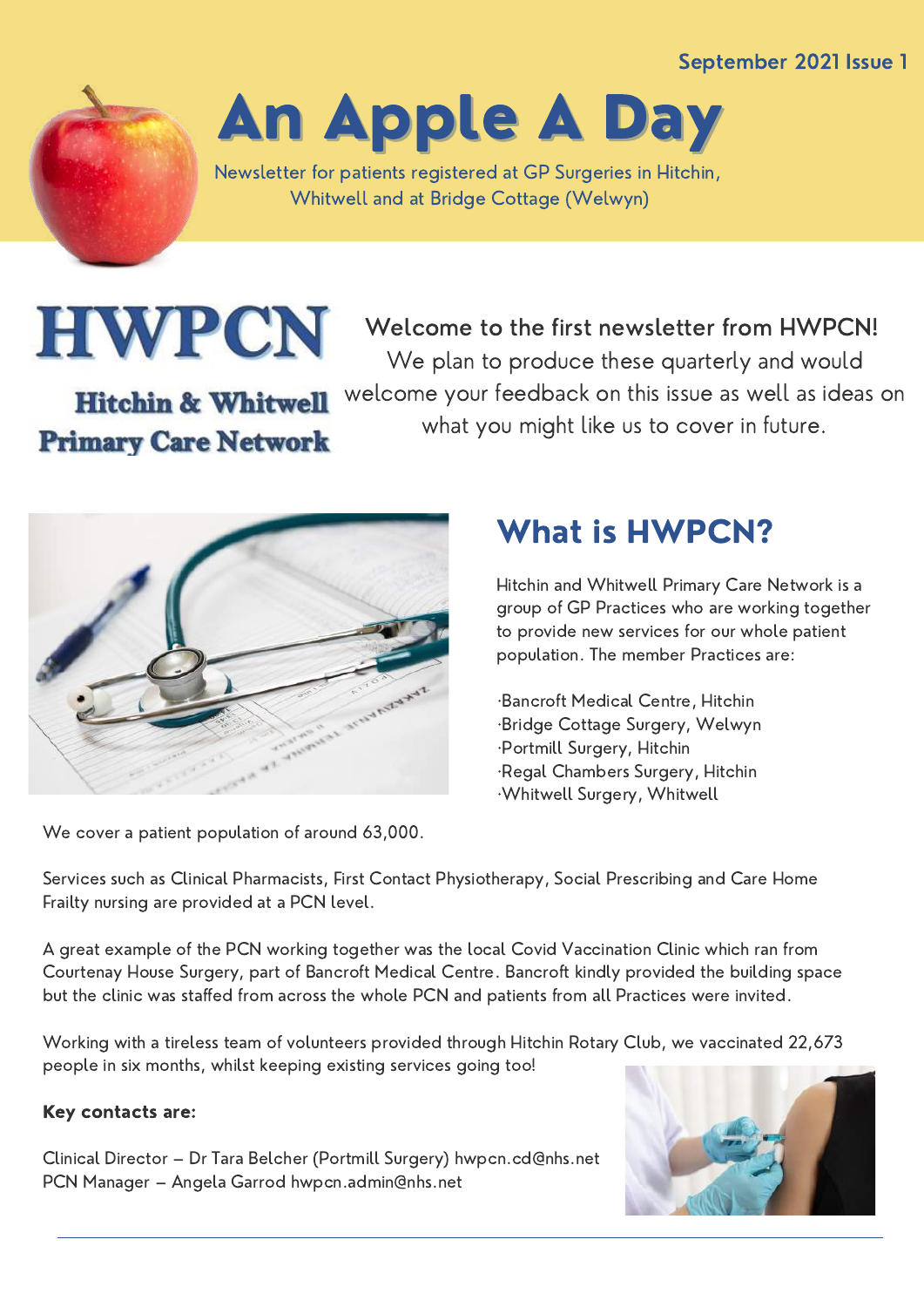September 2021 Issue 1

# An Apple A Day

Newsletter for patients registered at GP Surgeries in Hitchin, Whitwell and at Bridge Cottage (Welwyn)

**HWPCN**

**Hitchin & Whitwell Primary Care Network**

**Welcome to the first newsletter from HWPCN!**

We plan to produce these quarterly and would welcome your feedback on this issue as well as ideas on what you might like us to cover in future.

## What is HWPCN?

Hitchin and Whitwell Primary Care Network is a group of GP Practices who are working together to provide new services for our whole patient population. The member Practices are:

- Bancroft Medical Centre, Hitchin
- Bridge Cottage Surgery, Welwyn
- Portmill Surgery, Hitchin
- Regal Chambers Surgery, Hitchin
- Whitwell Surgery, Whitwell

We cover a patient population of around 63,000.

Services such as Clinical Pharmacists, First Contact Physiotherapy, Social Prescribing and Care Home Frailty nursing are provided at a PCN level.

A great example of the PCN working together was the local Covid Vaccination Clinic which ran from Courtenay House Surgery, part of Bancroft Medical Centre. Bancroft kindly provided the building space but the clinic was staffed from across the whole PCN and patients from all Practices were invited.

Working with a tireless team of volunteers provided through Hitchin Rotary Club, we vaccinated 22,673 people in six months, whilst keeping existing services going too!

**Key contacts are:**

Clinical Director – Dr Tara Belcher (Portmill Surgery) hwpcn.cd@nhs.net
PCN Manager – Angela Garrod hwpcn.admin@nhs.net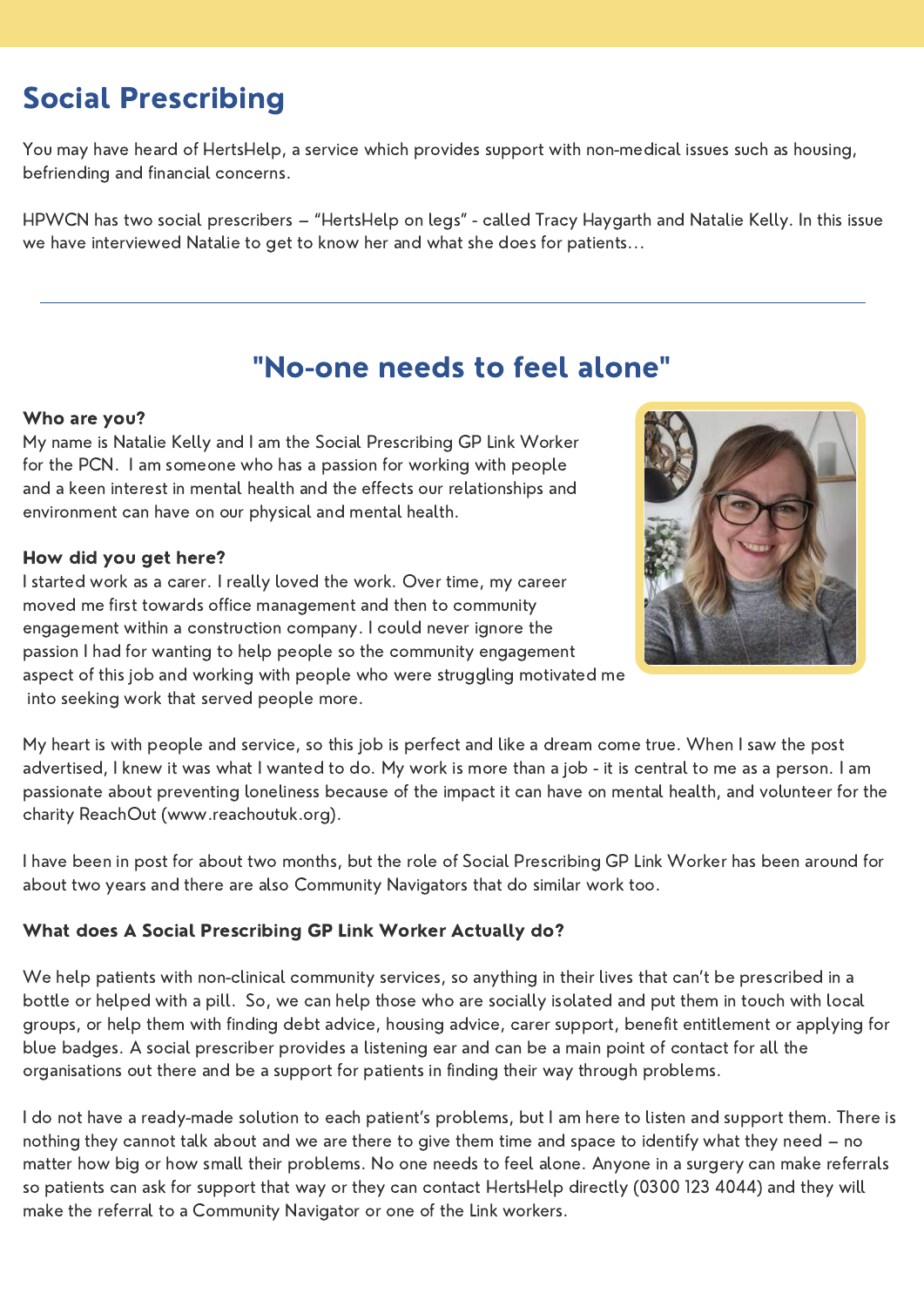# Social Prescribing

You may have heard of HertsHelp, a service which provides support with non-medical issues such as housing, befriending and financial concerns.

HPWCN has two social prescribers – "HertsHelp on legs" - called Tracy Haygarth and Natalie Kelly. In this issue we have interviewed Natalie to get to know her and what she does for patients…

---

## "No-one needs to feel alone"

**Who are you?**
My name is Natalie Kelly and I am the Social Prescribing GP Link Worker for the PCN. I am someone who has a passion for working with people and a keen interest in mental health and the effects our relationships and environment can have on our physical and mental health.

**How did you get here?**
I started work as a carer. I really loved the work. Over time, my career moved me first towards office management and then to community engagement within a construction company. I could never ignore the passion I had for wanting to help people so the community engagement aspect of this job and working with people who were struggling motivated me into seeking work that served people more.

My heart is with people and service, so this job is perfect and like a dream come true. When I saw the post advertised, I knew it was what I wanted to do. My work is more than a job - it is central to me as a person. I am passionate about preventing loneliness because of the impact it can have on mental health, and volunteer for the charity ReachOut (www.reachoutuk.org).

I have been in post for about two months, but the role of Social Prescribing GP Link Worker has been around for about two years and there are also Community Navigators that do similar work too.

**What does A Social Prescribing GP Link Worker Actually do?**

We help patients with non-clinical community services, so anything in their lives that can't be prescribed in a bottle or helped with a pill. So, we can help those who are socially isolated and put them in touch with local groups, or help them with finding debt advice, housing advice, carer support, benefit entitlement or applying for blue badges. A social prescriber provides a listening ear and can be a main point of contact for all the organisations out there and be a support for patients in finding their way through problems.

I do not have a ready-made solution to each patient's problems, but I am here to listen and support them. There is nothing they cannot talk about and we are there to give them time and space to identify what they need – no matter how big or how small their problems. No one needs to feel alone. Anyone in a surgery can make referrals so patients can ask for support that way or they can contact HertsHelp directly (0300 123 4044) and they will make the referral to a Community Navigator or one of the Link workers.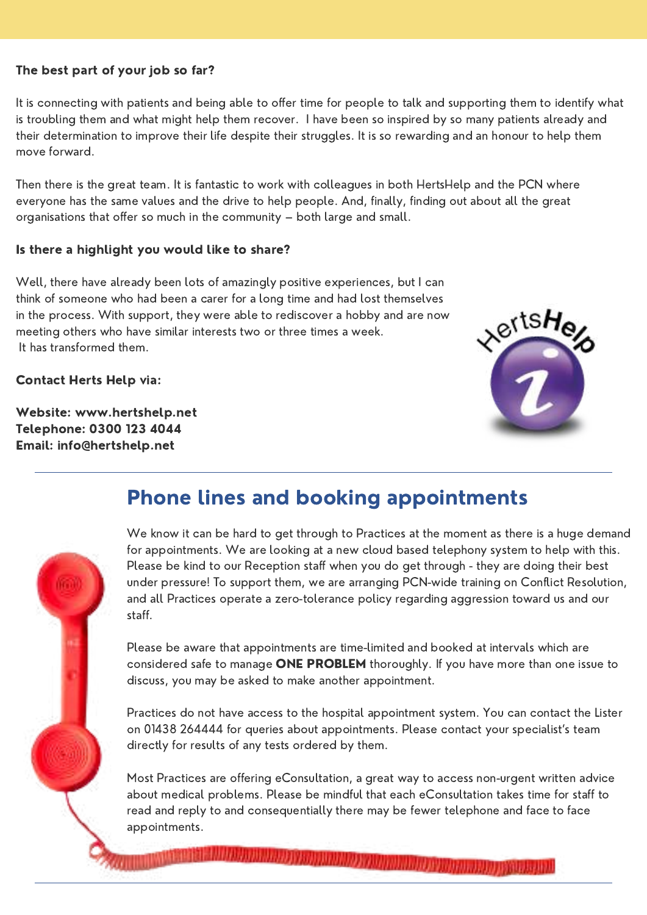**The best part of your job so far?**

It is connecting with patients and being able to offer time for people to talk and supporting them to identify what is troubling them and what might help them recover. I have been so inspired by so many patients already and their determination to improve their life despite their struggles. It is so rewarding and an honour to help them move forward.

Then there is the great team. It is fantastic to work with colleagues in both HertsHelp and the PCN where everyone has the same values and the drive to help people. And, finally, finding out about all the great organisations that offer so much in the community – both large and small.

**Is there a highlight you would like to share?**

Well, there have already been lots of amazingly positive experiences, but I can think of someone who had been a carer for a long time and had lost themselves in the process. With support, they were able to rediscover a hobby and are now meeting others who have similar interests two or three times a week. It has transformed them.

**Contact Herts Help via:**

**Website: www.hertshelp.net**
**Telephone: 0300 123 4044**
**Email: info@hertshelp.net**

## Phone lines and booking appointments

We know it can be hard to get through to Practices at the moment as there is a huge demand for appointments. We are looking at a new cloud based telephony system to help with this. Please be kind to our Reception staff when you do get through - they are doing their best under pressure! To support them, we are arranging PCN-wide training on Conflict Resolution, and all Practices operate a zero-tolerance policy regarding aggression toward us and our staff.

Please be aware that appointments are time-limited and booked at intervals which are considered safe to manage **ONE PROBLEM** thoroughly. If you have more than one issue to discuss, you may be asked to make another appointment.

Practices do not have access to the hospital appointment system. You can contact the Lister on 01438 264444 for queries about appointments. Please contact your specialist's team directly for results of any tests ordered by them.

Most Practices are offering eConsultation, a great way to access non-urgent written advice about medical problems. Please be mindful that each eConsultation takes time for staff to read and reply to and consequentially there may be fewer telephone and face to face appointments.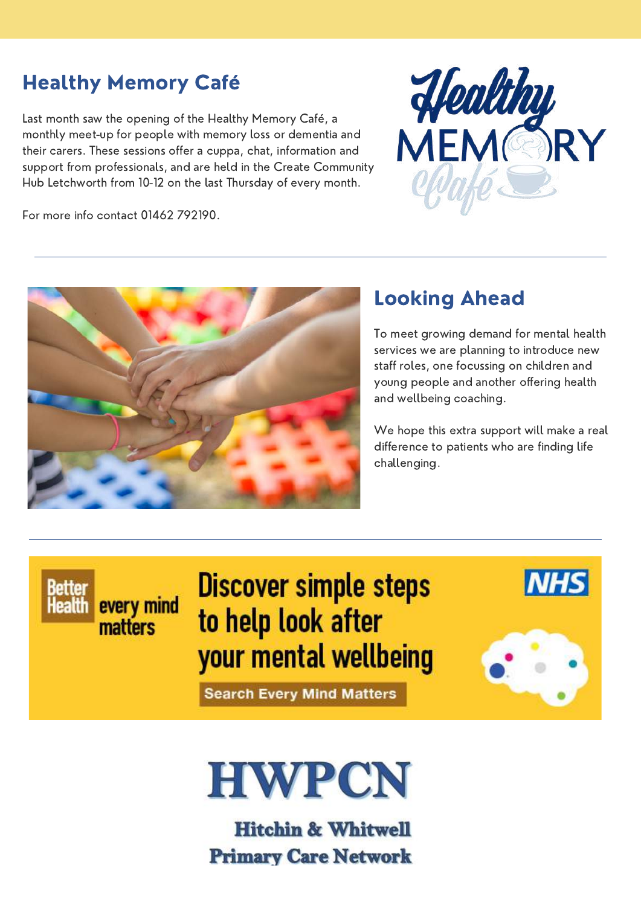## Healthy Memory Café

Last month saw the opening of the Healthy Memory Café, a monthly meet-up for people with memory loss or dementia and their carers. These sessions offer a cuppa, chat, information and support from professionals, and are held in the Create Community Hub Letchworth from 10-12 on the last Thursday of every month.

For more info contact 01462 792190.

---

## Looking Ahead

To meet growing demand for mental health services we are planning to introduce new staff roles, one focussing on children and young people and another offering health and wellbeing coaching.

We hope this extra support will make a real difference to patients who are finding life challenging.

---

Better Health every mind matters

Discover simple steps to help look after your mental wellbeing

Search Every Mind Matters

NHS

**HWPCN**

**Hitchin & Whitwell Primary Care Network**